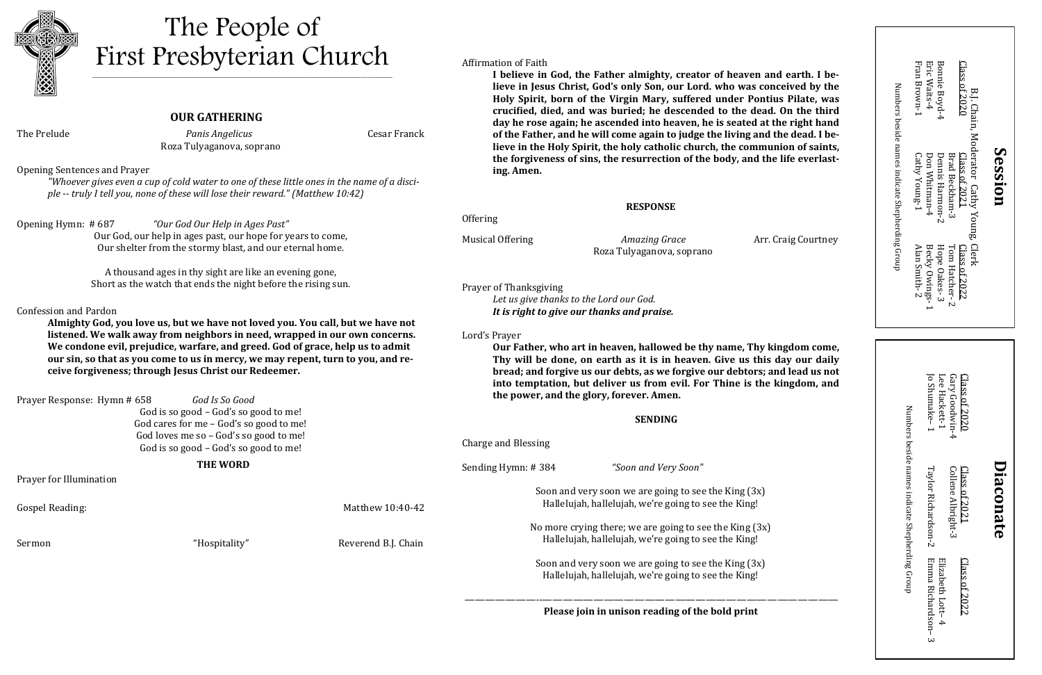# The People of First Presbyterian Church

## OUR GATHERING

The Prelude — *Panis Angelicus* — Cesar Franck
Roza Tulyaganova, soprano

Opening Sentences and Prayer

*"Whoever gives even a cup of cold water to one of these little ones in the name of a disciple -- truly I tell you, none of these will lose their reward." (Matthew 10:42)*

Opening Hymn: # 687 *"Our God Our Help in Ages Past"*

Our God, our help in ages past, our hope for years to come,
Our shelter from the stormy blast, and our eternal home.

A thousand ages in thy sight are like an evening gone,
Short as the watch that ends the night before the rising sun.

Confession and Pardon

**Almighty God, you love us, but we have not loved you. You call, but we have not listened. We walk away from neighbors in need, wrapped in our own concerns. We condone evil, prejudice, warfare, and greed. God of grace, help us to admit our sin, so that as you come to us in mercy, we may repent, turn to you, and receive forgiveness; through Jesus Christ our Redeemer.**

Prayer Response: Hymn # 658 *God Is So Good*

God is so good – God's so good to me!
God cares for me – God's so good to me!
God loves me so – God's so good to me!
God is so good – God's so good to me!

## THE WORD

Prayer for Illumination

Gospel Reading: Matthew 10:40-42

Sermon — "Hospitality" — Reverend B.J. Chain

Affirmation of Faith

**I believe in God, the Father almighty, creator of heaven and earth. I believe in Jesus Christ, God's only Son, our Lord. who was conceived by the Holy Spirit, born of the Virgin Mary, suffered under Pontius Pilate, was crucified, died, and was buried; he descended to the dead. On the third day he rose again; he ascended into heaven, he is seated at the right hand of the Father, and he will come again to judge the living and the dead. I believe in the Holy Spirit, the holy catholic church, the communion of saints, the forgiveness of sins, the resurrection of the body, and the life everlasting. Amen.**

## RESPONSE

Offering

Musical Offering — *Amazing Grace* — Arr. Craig Courtney
Roza Tulyaganova, soprano

Prayer of Thanksgiving

*Let us give thanks to the Lord our God.*
***It is right to give our thanks and praise.***

Lord's Prayer

**Our Father, who art in heaven, hallowed be thy name, Thy kingdom come, Thy will be done, on earth as it is in heaven. Give us this day our daily bread; and forgive us our debts, as we forgive our debtors; and lead us not into temptation, but deliver us from evil. For Thine is the kingdom, and the power, and the glory, forever. Amen.**

## SENDING

Charge and Blessing

Sending Hymn: # 384 *"Soon and Very Soon"*

Soon and very soon we are going to see the King (3x)
Hallelujah, hallelujah, we're going to see the King!

No more crying there; we are going to see the King (3x)
Hallelujah, hallelujah, we're going to see the King!

Soon and very soon we are going to see the King (3x)
Hallelujah, hallelujah, we're going to see the King!

---

**Please join in unison reading of the bold print**

## Session

B.J. Chain, Moderator Cathy Young, Clerk

| Class of 2020 | Class of 2021 | Class of 2022 |
|---|---|---|
| Bonnie Boyd-4 | Brad Beckham-3 | Tom Hatcher- 2 |
| Eric Waits-4 | Dennis Harmon-2 | Hope Oakes- 3 |
| Fran Brown-1 | Don Whitman-4 | Becky Owings- 1 |
| | Cathy Young-1 | Alan Smith- 2 |

Numbers beside names indicate Shepherding Group

## Diaconate

| Class of 2020 | Class of 2021 | Class of 2022 |
|---|---|---|
| Gary Goodwin-4 | Collene Albright-3 | Elizabeth Lott– 4 |
| Lee Hackett-1 | Taylor Richardson-2 | Emma Richardson– 3 |
| Jo Shumake– 1 | | |

Numbers beside names indicate Shepherding Group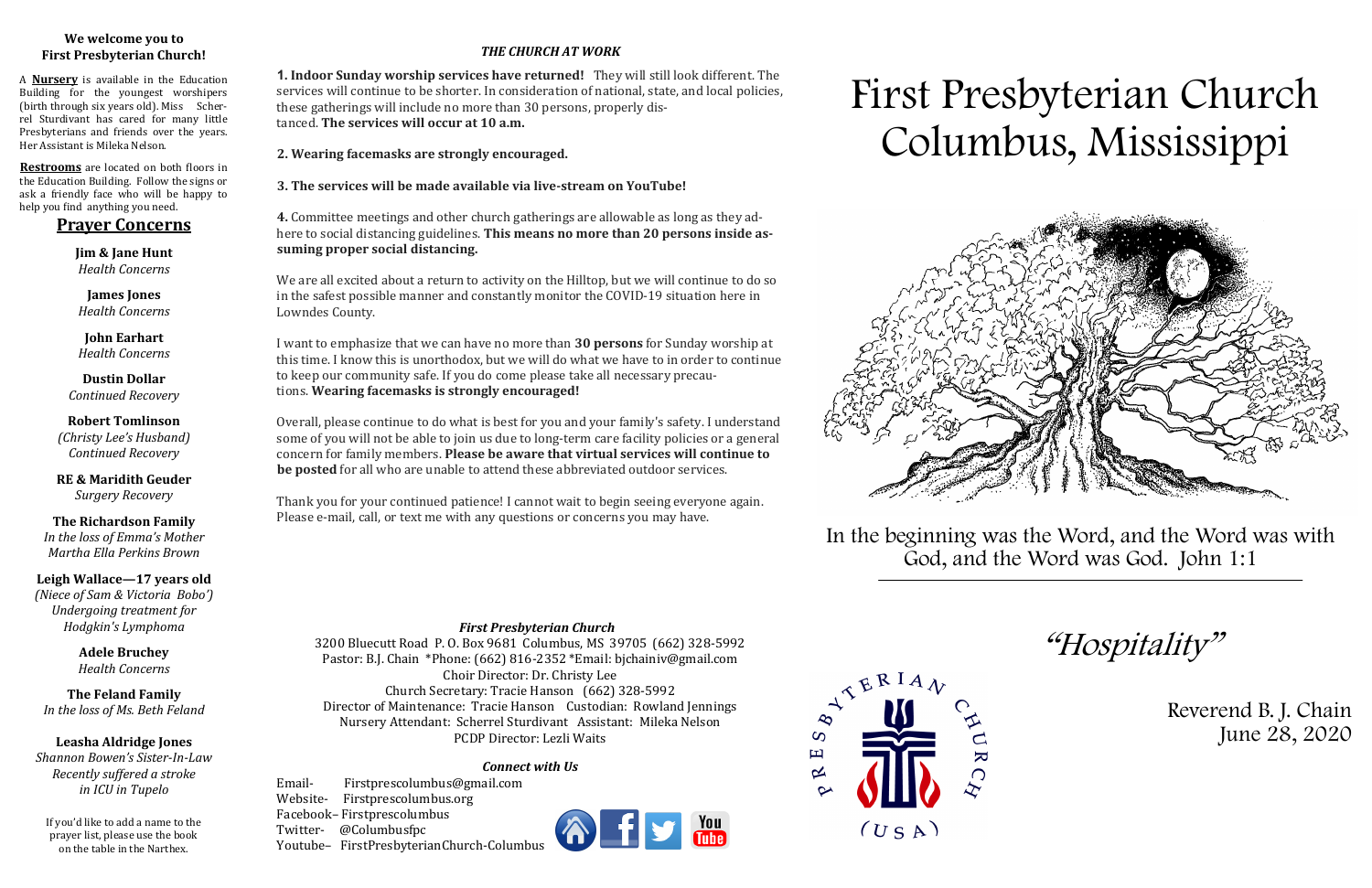**We welcome you to First Presbyterian Church!**

A **Nursery** is available in the Education Building for the youngest worshipers (birth through six years old). Miss Scherrel Sturdivant has cared for many little Presbyterians and friends over the years. Her Assistant is Mileka Nelson.

**Restrooms** are located on both floors in the Education Building. Follow the signs or ask a friendly face who will be happy to help you find anything you need.

## Prayer Concerns

**Jim & Jane Hunt**
*Health Concerns*

**James Jones**
*Health Concerns*

**John Earhart**
*Health Concerns*

**Dustin Dollar**
*Continued Recovery*

**Robert Tomlinson**
*(Christy Lee's Husband)*
*Continued Recovery*

**RE & Maridith Geuder**
*Surgery Recovery*

**The Richardson Family**
*In the loss of Emma's Mother*
*Martha Ella Perkins Brown*

**Leigh Wallace—17 years old**
*(Niece of Sam & Victoria Bobo')*
*Undergoing treatment for*
*Hodgkin's Lymphoma*

**Adele Bruchey**
*Health Concerns*

**The Feland Family**
*In the loss of Ms. Beth Feland*

**Leasha Aldridge Jones**
*Shannon Bowen's Sister-In-Law*
*Recently suffered a stroke*
*in ICU in Tupelo*

If you'd like to add a name to the prayer list, please use the book on the table in the Narthex.

### *THE CHURCH AT WORK*

**1. Indoor Sunday worship services have returned!** They will still look different. The services will continue to be shorter. In consideration of national, state, and local policies, these gatherings will include no more than 30 persons, properly distanced. **The services will occur at 10 a.m.**

**2. Wearing facemasks are strongly encouraged.**

**3. The services will be made available via live-stream on YouTube!**

**4.** Committee meetings and other church gatherings are allowable as long as they adhere to social distancing guidelines. **This means no more than 20 persons inside assuming proper social distancing.**

We are all excited about a return to activity on the Hilltop, but we will continue to do so in the safest possible manner and constantly monitor the COVID-19 situation here in Lowndes County.

I want to emphasize that we can have no more than **30 persons** for Sunday worship at this time. I know this is unorthodox, but we will do what we have to in order to continue to keep our community safe. If you do come please take all necessary precautions. **Wearing facemasks is strongly encouraged!**

Overall, please continue to do what is best for you and your family's safety. I understand some of you will not be able to join us due to long-term care facility policies or a general concern for family members. **Please be aware that virtual services will continue to be posted** for all who are unable to attend these abbreviated outdoor services.

Thank you for your continued patience! I cannot wait to begin seeing everyone again. Please e-mail, call, or text me with any questions or concerns you may have.

***First Presbyterian Church***

3200 Bluecutt Road P. O. Box 9681 Columbus, MS 39705 (662) 328-5992
Pastor: B.J. Chain *Phone: (662) 816-2352 *Email: bjchainiv@gmail.com
Choir Director: Dr. Christy Lee
Church Secretary: Tracie Hanson (662) 328-5992
Director of Maintenance: Tracie Hanson Custodian: Rowland Jennings
Nursery Attendant: Scherrel Sturdivant Assistant: Mileka Nelson
PCDP Director: Lezli Waits

***Connect with Us***

Email- Firstprescolumbus@gmail.com
Website- Firstprescolumbus.org
Facebook– Firstprescolumbus
Twitter- @Columbusfpc
Youtube– FirstPresbyterianChurch-Columbus

# First Presbyterian Church Columbus, Mississippi

In the beginning was the Word, and the Word was with God, and the Word was God. John 1:1

## "Hospitality"

PRESBYTERIAN CHURCH (USA)

Reverend B. J. Chain
June 28, 2020